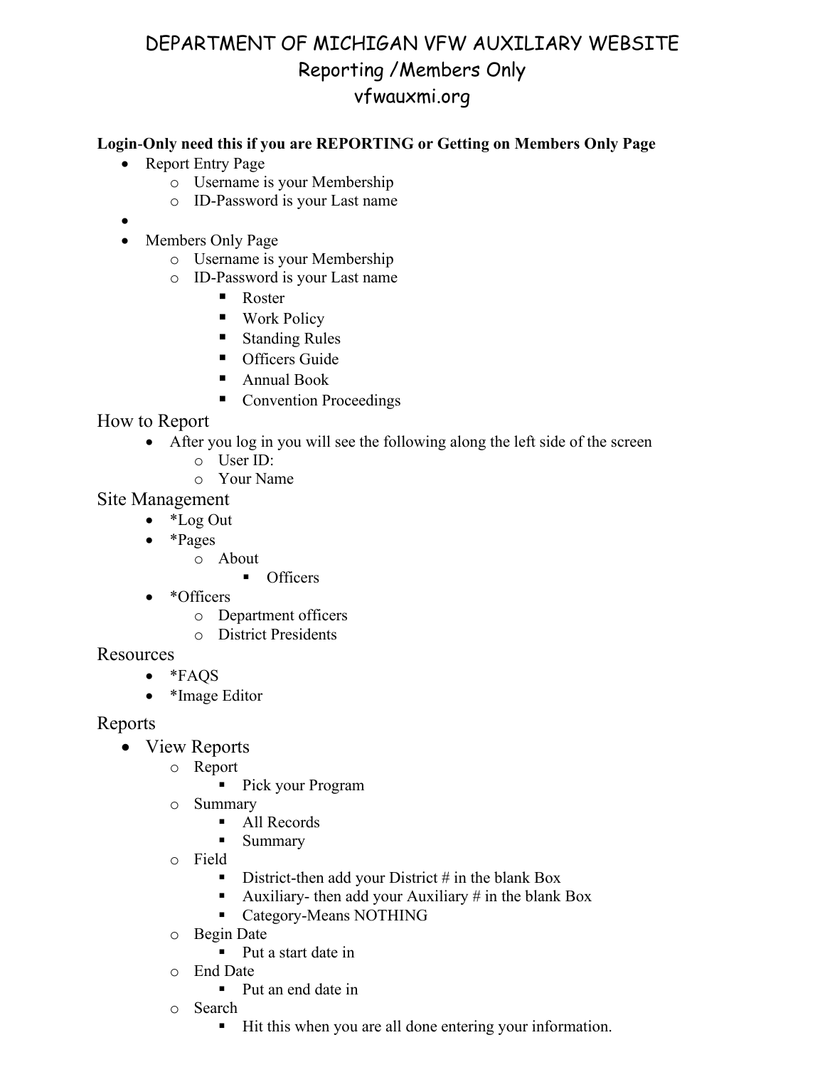# DEPARTMENT OF MICHIGAN VFW AUXILIARY WEBSITE

## Reporting /Members Only

## vfwauxmi.org

**Login-Only need this if you are REPORTING or Getting on Members Only Page**

- Report Entry Page
  - Username is your Membership
  - ID-Password is your Last name
- 
- Members Only Page
  - Username is your Membership
  - ID-Password is your Last name
    - Roster
    - Work Policy
    - Standing Rules
    - Officers Guide
    - Annual Book
    - Convention Proceedings

### How to Report

- After you log in you will see the following along the left side of the screen
  - User ID:
  - Your Name

### Site Management

- *Log Out
- *Pages
  - About
    - Officers
- *Officers
  - Department officers
  - District Presidents

### Resources

- *FAQS
- *Image Editor

### Reports

- View Reports
  - Report
    - Pick your Program
  - Summary
    - All Records
    - Summary
  - Field
    - District-then add your District # in the blank Box
    - Auxiliary- then add your Auxiliary # in the blank Box
    - Category-Means NOTHING
  - Begin Date
    - Put a start date in
  - End Date
    - Put an end date in
  - Search
    - Hit this when you are all done entering your information.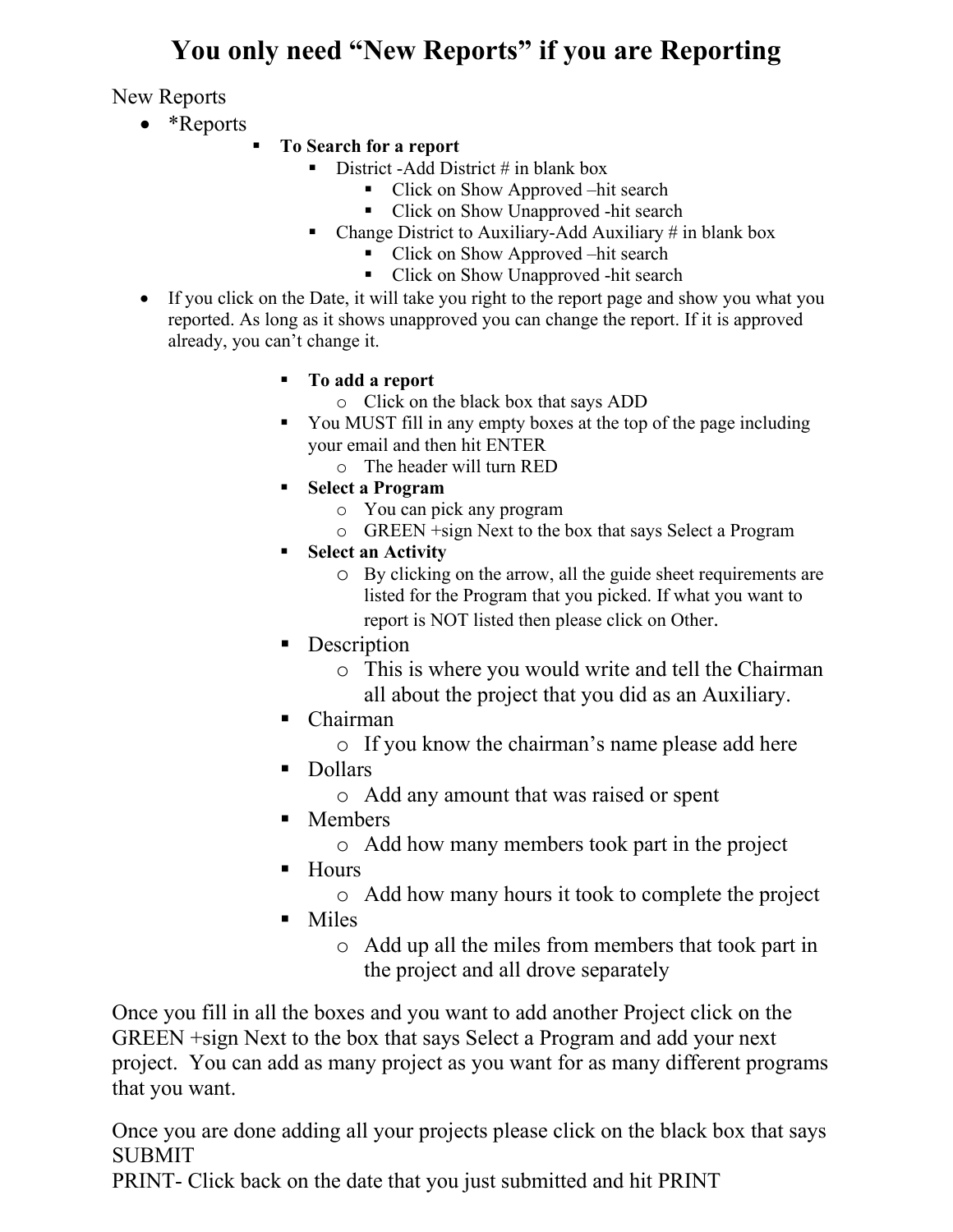# You only need "New Reports" if you are Reporting

New Reports

- *Reports
    - **To Search for a report**
        - District -Add District # in blank box
            - Click on Show Approved –hit search
            - Click on Show Unapproved -hit search
        - Change District to Auxiliary-Add Auxiliary # in blank box
            - Click on Show Approved –hit search
            - Click on Show Unapproved -hit search
- If you click on the Date, it will take you right to the report page and show you what you reported. As long as it shows unapproved you can change the report. If it is approved already, you can't change it.
    - **To add a report**
        - Click on the black box that says ADD
    - You MUST fill in any empty boxes at the top of the page including your email and then hit ENTER
        - The header will turn RED
    - **Select a Program**
        - You can pick any program
        - GREEN +sign Next to the box that says Select a Program
    - **Select an Activity**
        - By clicking on the arrow, all the guide sheet requirements are listed for the Program that you picked. If what you want to report is NOT listed then please click on Other.
    - Description
        - This is where you would write and tell the Chairman all about the project that you did as an Auxiliary.
    - Chairman
        - If you know the chairman's name please add here
    - Dollars
        - Add any amount that was raised or spent
    - Members
        - Add how many members took part in the project
    - Hours
        - Add how many hours it took to complete the project
    - Miles
        - Add up all the miles from members that took part in the project and all drove separately

Once you fill in all the boxes and you want to add another Project click on the GREEN +sign Next to the box that says Select a Program and add your next project. You can add as many project as you want for as many different programs that you want.

Once you are done adding all your projects please click on the black box that says SUBMIT

PRINT- Click back on the date that you just submitted and hit PRINT